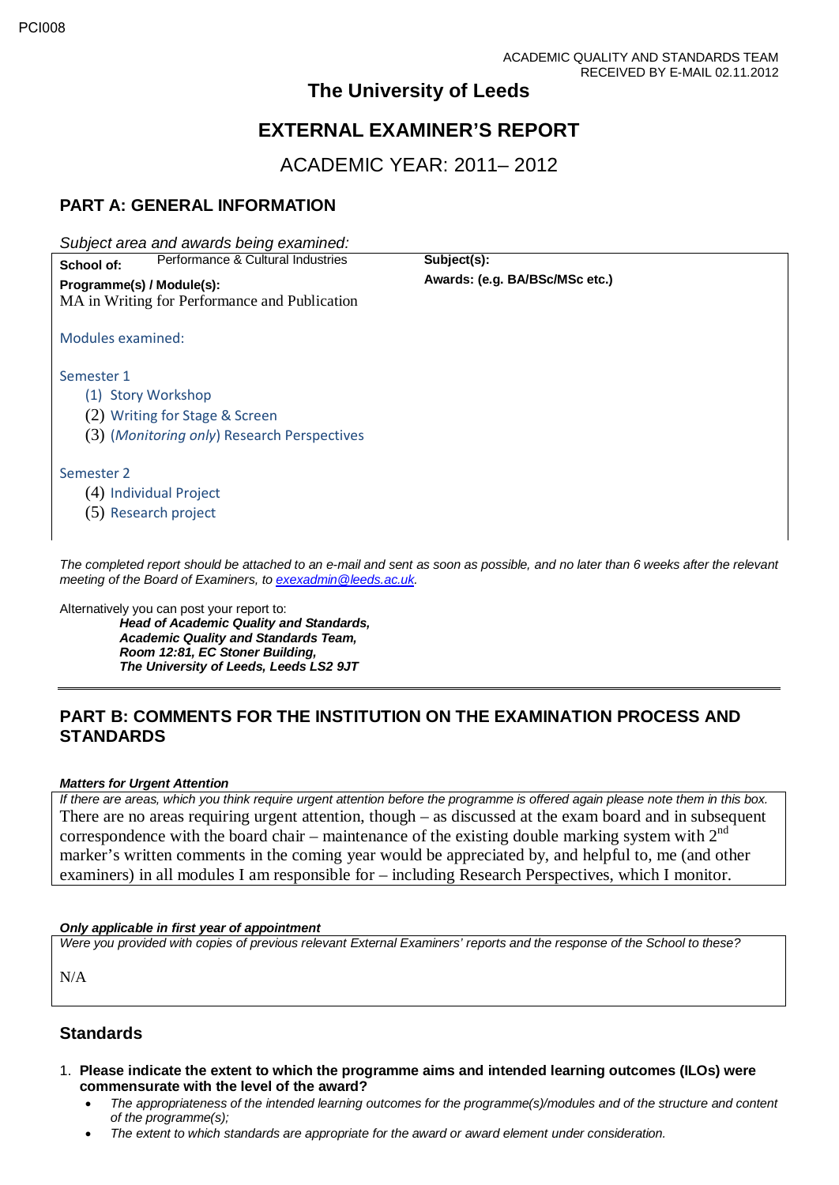PCI008

ACADEMIC QUALITY AND STANDARDS TEAM
RECEIVED BY E-MAIL 02.11.2012

# The University of Leeds

# EXTERNAL EXAMINER'S REPORT

## ACADEMIC YEAR: 2011– 2012

## PART A: GENERAL INFORMATION

*Subject area and awards being examined:*

| **School of:** Performance & Cultural Industries | **Subject(s):** |
|---|---|
| **Programme(s) / Module(s):**<br>MA in Writing for Performance and Publication<br><br>Modules examined:<br><br>Semester 1<br>(1) Story Workshop<br>(2) Writing for Stage & Screen<br>(3) (*Monitoring only*) Research Perspectives<br><br>Semester 2<br>(4) Individual Project<br>(5) Research project | **Awards: (e.g. BA/BSc/MSc etc.)** |

*The completed report should be attached to an e-mail and sent as soon as possible, and no later than 6 weeks after the relevant meeting of the Board of Examiners, to exexadmin@leeds.ac.uk.*

Alternatively you can post your report to:

***Head of Academic Quality and Standards,***
***Academic Quality and Standards Team,***
***Room 12:81, EC Stoner Building,***
***The University of Leeds, Leeds LS2 9JT***

## PART B: COMMENTS FOR THE INSTITUTION ON THE EXAMINATION PROCESS AND STANDARDS

***Matters for Urgent Attention***

*If there are areas, which you think require urgent attention before the programme is offered again please note them in this box.*

There are no areas requiring urgent attention, though – as discussed at the exam board and in subsequent correspondence with the board chair – maintenance of the existing double marking system with $2^{nd}$ marker's written comments in the coming year would be appreciated by, and helpful to, me (and other examiners) in all modules I am responsible for – including Research Perspectives, which I monitor.

***Only applicable in first year of appointment***

*Were you provided with copies of previous relevant External Examiners' reports and the response of the School to these?*

N/A

## Standards

1. **Please indicate the extent to which the programme aims and intended learning outcomes (ILOs) were commensurate with the level of the award?**
   - *The appropriateness of the intended learning outcomes for the programme(s)/modules and of the structure and content of the programme(s);*
   - *The extent to which standards are appropriate for the award or award element under consideration.*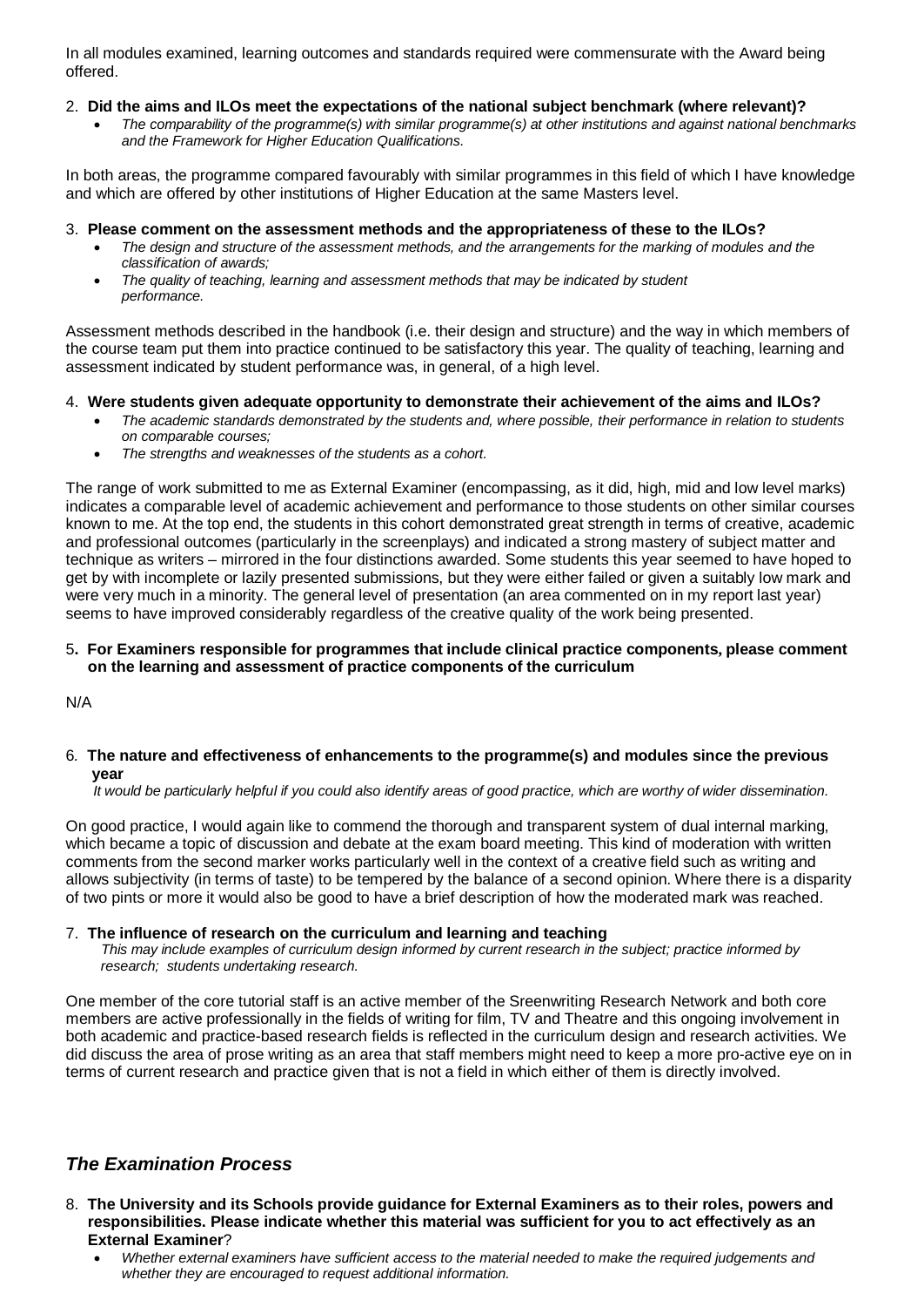In all modules examined, learning outcomes and standards required were commensurate with the Award being offered.

2. **Did the aims and ILOs meet the expectations of the national subject benchmark (where relevant)?**
   - *The comparability of the programme(s) with similar programme(s) at other institutions and against national benchmarks and the Framework for Higher Education Qualifications.*

In both areas, the programme compared favourably with similar programmes in this field of which I have knowledge and which are offered by other institutions of Higher Education at the same Masters level.

3. **Please comment on the assessment methods and the appropriateness of these to the ILOs?**
   - *The design and structure of the assessment methods, and the arrangements for the marking of modules and the classification of awards;*
   - *The quality of teaching, learning and assessment methods that may be indicated by student performance.*

Assessment methods described in the handbook (i.e. their design and structure) and the way in which members of the course team put them into practice continued to be satisfactory this year. The quality of teaching, learning and assessment indicated by student performance was, in general, of a high level.

4. **Were students given adequate opportunity to demonstrate their achievement of the aims and ILOs?**
   - *The academic standards demonstrated by the students and, where possible, their performance in relation to students on comparable courses;*
   - *The strengths and weaknesses of the students as a cohort.*

The range of work submitted to me as External Examiner (encompassing, as it did, high, mid and low level marks) indicates a comparable level of academic achievement and performance to those students on other similar courses known to me. At the top end, the students in this cohort demonstrated great strength in terms of creative, academic and professional outcomes (particularly in the screenplays) and indicated a strong mastery of subject matter and technique as writers – mirrored in the four distinctions awarded. Some students this year seemed to have hoped to get by with incomplete or lazily presented submissions, but they were either failed or given a suitably low mark and were very much in a minority. The general level of presentation (an area commented on in my report last year) seems to have improved considerably regardless of the creative quality of the work being presented.

5. **For Examiners responsible for programmes that include clinical practice components, please comment on the learning and assessment of practice components of the curriculum**

N/A

6. **The nature and effectiveness of enhancements to the programme(s) and modules since the previous year**

   *It would be particularly helpful if you could also identify areas of good practice, which are worthy of wider dissemination.*

On good practice, I would again like to commend the thorough and transparent system of dual internal marking, which became a topic of discussion and debate at the exam board meeting. This kind of moderation with written comments from the second marker works particularly well in the context of a creative field such as writing and allows subjectivity (in terms of taste) to be tempered by the balance of a second opinion. Where there is a disparity of two pints or more it would also be good to have a brief description of how the moderated mark was reached.

7. **The influence of research on the curriculum and learning and teaching**

   *This may include examples of curriculum design informed by current research in the subject; practice informed by research; students undertaking research.*

One member of the core tutorial staff is an active member of the Sreenwriting Research Network and both core members are active professionally in the fields of writing for film, TV and Theatre and this ongoing involvement in both academic and practice-based research fields is reflected in the curriculum design and research activities. We did discuss the area of prose writing as an area that staff members might need to keep a more pro-active eye on in terms of current research and practice given that is not a field in which either of them is directly involved.

## *The Examination Process*

8. **The University and its Schools provide guidance for External Examiners as to their roles, powers and responsibilities. Please indicate whether this material was sufficient for you to act effectively as an External Examiner?**
   - *Whether external examiners have sufficient access to the material needed to make the required judgements and whether they are encouraged to request additional information.*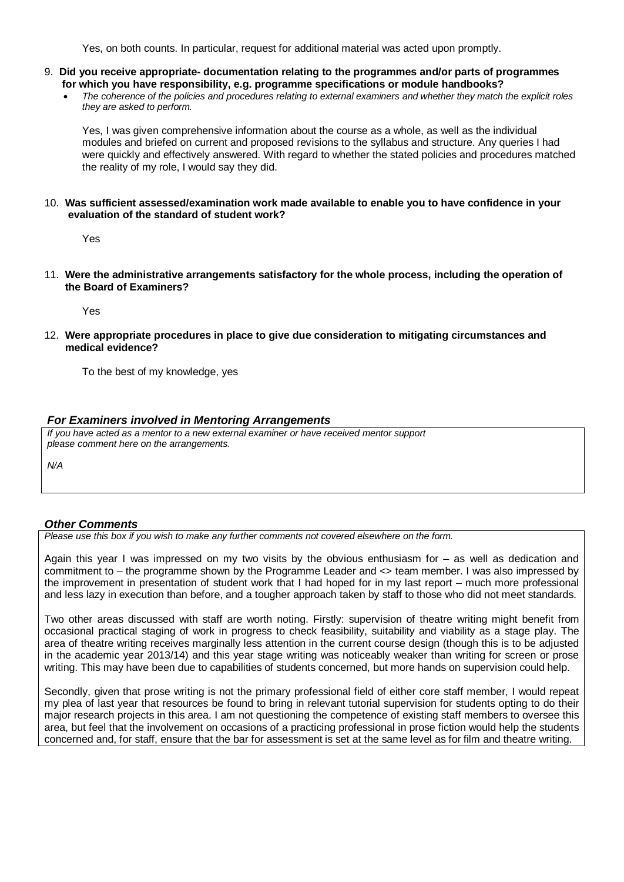Yes, on both counts. In particular, request for additional material was acted upon promptly.

9. **Did you receive appropriate- documentation relating to the programmes and/or parts of programmes for which you have responsibility, e.g. programme specifications or module handbooks?**
   - *The coherence of the policies and procedures relating to external examiners and whether they match the explicit roles they are asked to perform.*

   Yes, I was given comprehensive information about the course as a whole, as well as the individual modules and briefed on current and proposed revisions to the syllabus and structure. Any queries I had were quickly and effectively answered. With regard to whether the stated policies and procedures matched the reality of my role, I would say they did.

10. **Was sufficient assessed/examination work made available to enable you to have confidence in your evaluation of the standard of student work?**

    Yes

11. **Were the administrative arrangements satisfactory for the whole process, including the operation of the Board of Examiners?**

    Yes

12. **Were appropriate procedures in place to give due consideration to mitigating circumstances and medical evidence?**

    To the best of my knowledge, yes

### *For Examiners involved in Mentoring Arrangements*

*If you have acted as a mentor to a new external examiner or have received mentor support please comment here on the arrangements.*

*N/A*

### *Other Comments*

*Please use this box if you wish to make any further comments not covered elsewhere on the form.*

Again this year I was impressed on my two visits by the obvious enthusiasm for – as well as dedication and commitment to – the programme shown by the Programme Leader and <> team member. I was also impressed by the improvement in presentation of student work that I had hoped for in my last report – much more professional and less lazy in execution than before, and a tougher approach taken by staff to those who did not meet standards.

Two other areas discussed with staff are worth noting. Firstly: supervision of theatre writing might benefit from occasional practical staging of work in progress to check feasibility, suitability and viability as a stage play. The area of theatre writing receives marginally less attention in the current course design (though this is to be adjusted in the academic year 2013/14) and this year stage writing was noticeably weaker than writing for screen or prose writing. This may have been due to capabilities of students concerned, but more hands on supervision could help.

Secondly, given that prose writing is not the primary professional field of either core staff member, I would repeat my plea of last year that resources be found to bring in relevant tutorial supervision for students opting to do their major research projects in this area. I am not questioning the competence of existing staff members to oversee this area, but feel that the involvement on occasions of a practicing professional in prose fiction would help the students concerned and, for staff, ensure that the bar for assessment is set at the same level as for film and theatre writing.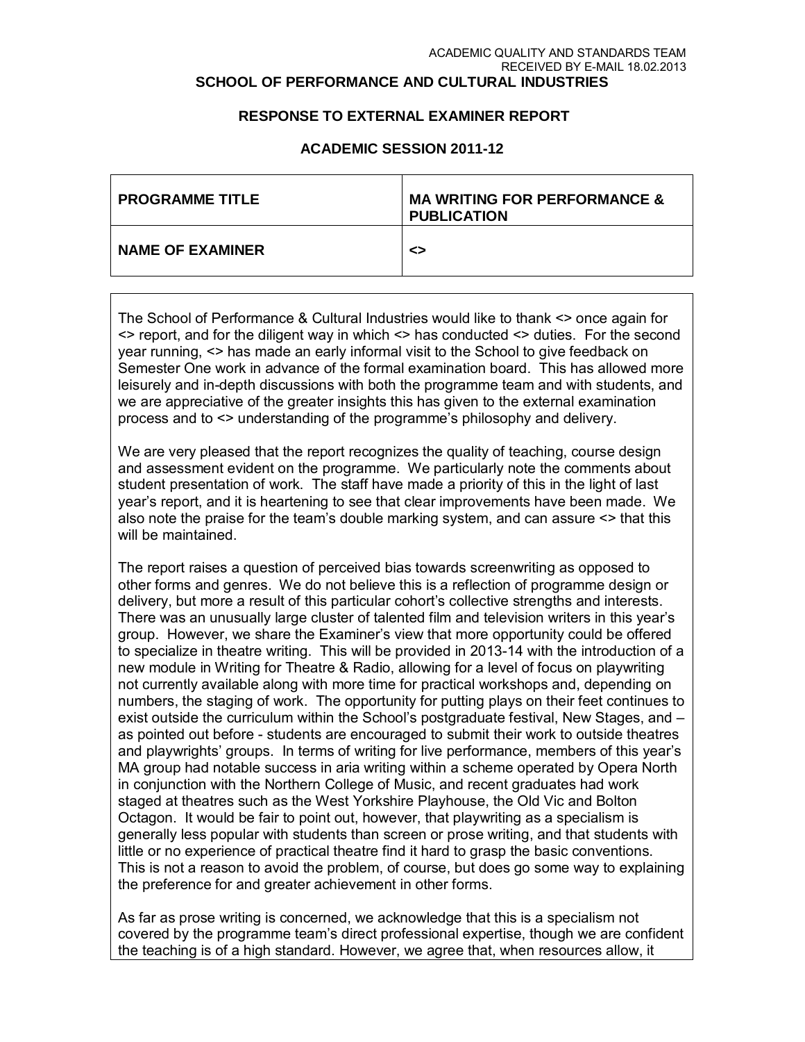ACADEMIC QUALITY AND STANDARDS TEAM
RECEIVED BY E-MAIL 18.02.2013

**SCHOOL OF PERFORMANCE AND CULTURAL INDUSTRIES**

**RESPONSE TO EXTERNAL EXAMINER REPORT**

**ACADEMIC SESSION 2011-12**

| **PROGRAMME TITLE** | **MA WRITING FOR PERFORMANCE & PUBLICATION** |
|---|---|
| **NAME OF EXAMINER** | **<>** |

The School of Performance & Cultural Industries would like to thank <> once again for <> report, and for the diligent way in which <> has conducted <> duties. For the second year running, <> has made an early informal visit to the School to give feedback on Semester One work in advance of the formal examination board. This has allowed more leisurely and in-depth discussions with both the programme team and with students, and we are appreciative of the greater insights this has given to the external examination process and to <> understanding of the programme's philosophy and delivery.

We are very pleased that the report recognizes the quality of teaching, course design and assessment evident on the programme. We particularly note the comments about student presentation of work. The staff have made a priority of this in the light of last year's report, and it is heartening to see that clear improvements have been made. We also note the praise for the team's double marking system, and can assure <> that this will be maintained.

The report raises a question of perceived bias towards screenwriting as opposed to other forms and genres. We do not believe this is a reflection of programme design or delivery, but more a result of this particular cohort's collective strengths and interests. There was an unusually large cluster of talented film and television writers in this year's group. However, we share the Examiner's view that more opportunity could be offered to specialize in theatre writing. This will be provided in 2013-14 with the introduction of a new module in Writing for Theatre & Radio, allowing for a level of focus on playwriting not currently available along with more time for practical workshops and, depending on numbers, the staging of work. The opportunity for putting plays on their feet continues to exist outside the curriculum within the School's postgraduate festival, New Stages, and – as pointed out before - students are encouraged to submit their work to outside theatres and playwrights' groups. In terms of writing for live performance, members of this year's MA group had notable success in aria writing within a scheme operated by Opera North in conjunction with the Northern College of Music, and recent graduates had work staged at theatres such as the West Yorkshire Playhouse, the Old Vic and Bolton Octagon. It would be fair to point out, however, that playwriting as a specialism is generally less popular with students than screen or prose writing, and that students with little or no experience of practical theatre find it hard to grasp the basic conventions. This is not a reason to avoid the problem, of course, but does go some way to explaining the preference for and greater achievement in other forms.

As far as prose writing is concerned, we acknowledge that this is a specialism not covered by the programme team's direct professional expertise, though we are confident the teaching is of a high standard. However, we agree that, when resources allow, it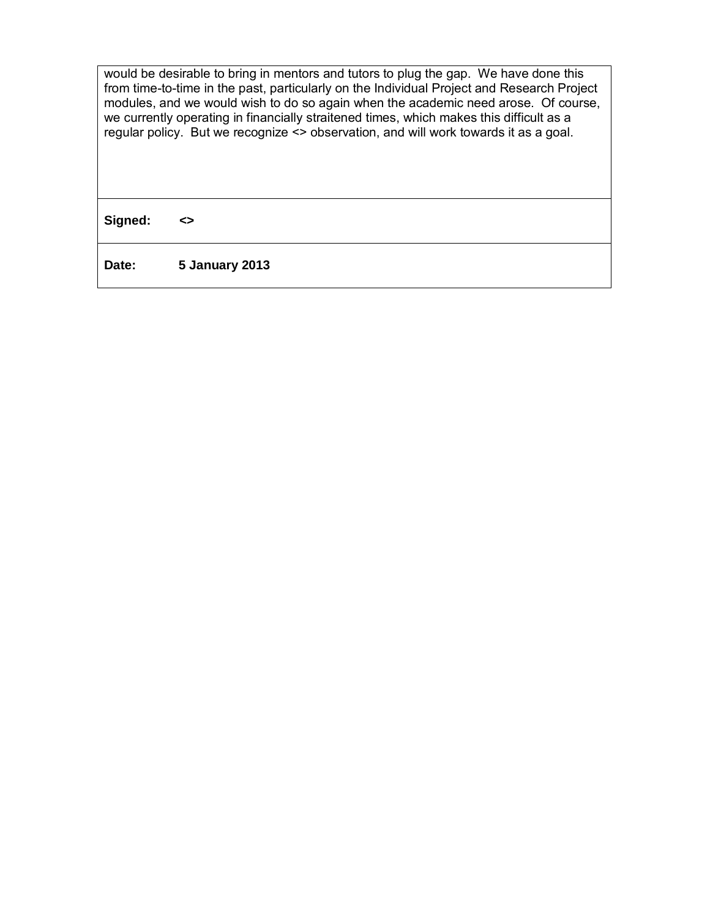| |
|---|
| would be desirable to bring in mentors and tutors to plug the gap. We have done this from time-to-time in the past, particularly on the Individual Project and Research Project modules, and we would wish to do so again when the academic need arose. Of course, we currently operating in financially straitened times, which makes this difficult as a regular policy. But we recognize <> observation, and will work towards it as a goal. |
| **Signed:** **<>** |
| **Date:** **5 January 2013** |